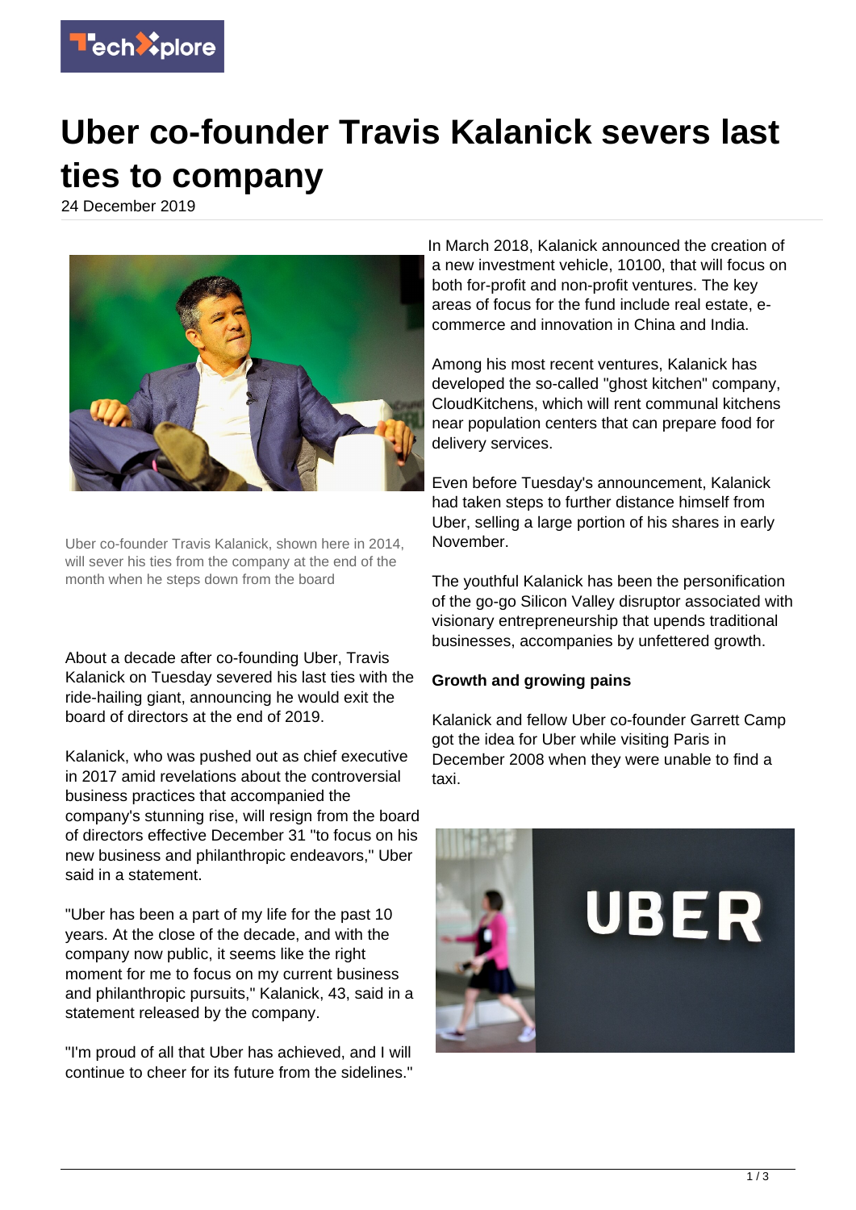# Uber co-founder Travis Kalanick severs last ties to company

24 December 2019

Uber co-founder Travis Kalanick, shown here in 2014, will sever his ties from the company at the end of the month when he steps down from the board

About a decade after co-founding Uber, Travis Kalanick on Tuesday severed his last ties with the ride-hailing giant, announcing he would exit the board of directors at the end of 2019.

Kalanick, who was pushed out as chief executive in 2017 amid revelations about the controversial business practices that accompanied the company's stunning rise, will resign from the board of directors effective December 31 "to focus on his new business and philanthropic endeavors," Uber said in a statement.

"Uber has been a part of my life for the past 10 years. At the close of the decade, and with the company now public, it seems like the right moment for me to focus on my current business and philanthropic pursuits," Kalanick, 43, said in a statement released by the company.

"I'm proud of all that Uber has achieved, and I will continue to cheer for its future from the sidelines."

In March 2018, Kalanick announced the creation of a new investment vehicle, 10100, that will focus on both for-profit and non-profit ventures. The key areas of focus for the fund include real estate, e-commerce and innovation in China and India.

Among his most recent ventures, Kalanick has developed the so-called "ghost kitchen" company, CloudKitchens, which will rent communal kitchens near population centers that can prepare food for delivery services.

Even before Tuesday's announcement, Kalanick had taken steps to further distance himself from Uber, selling a large portion of his shares in early November.

The youthful Kalanick has been the personification of the go-go Silicon Valley disruptor associated with visionary entrepreneurship that upends traditional businesses, accompanies by unfettered growth.

**Growth and growing pains**

Kalanick and fellow Uber co-founder Garrett Camp got the idea for Uber while visiting Paris in December 2008 when they were unable to find a taxi.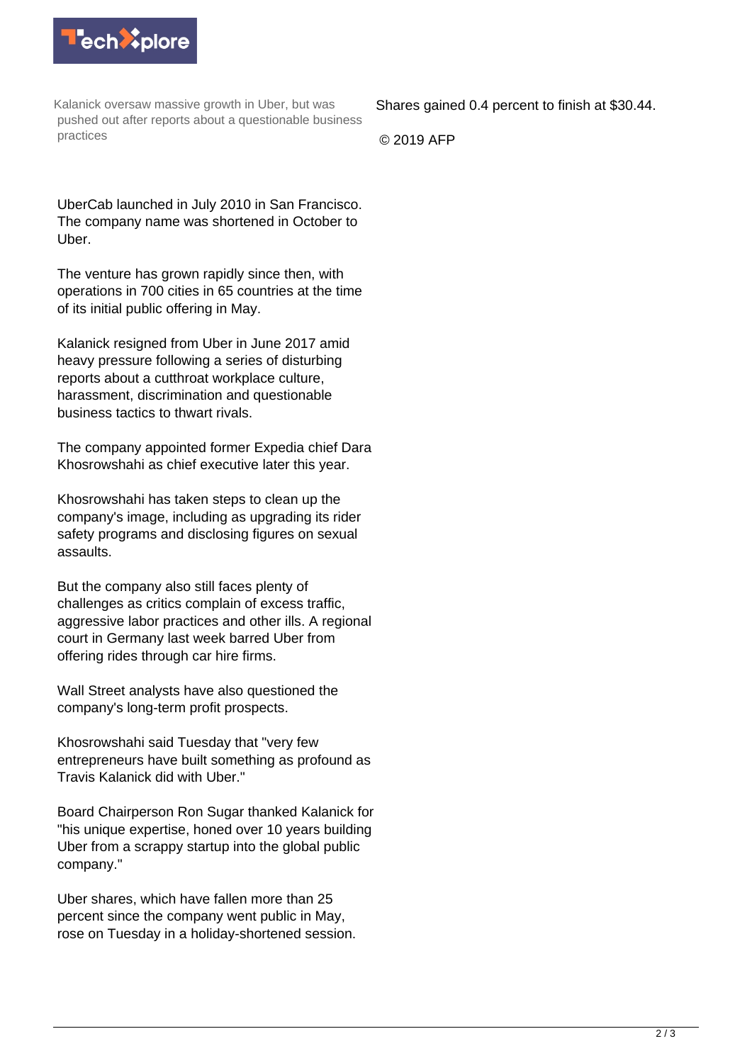Kalanick oversaw massive growth in Uber, but was pushed out after reports about a questionable business practices

UberCab launched in July 2010 in San Francisco. The company name was shortened in October to Uber.

The venture has grown rapidly since then, with operations in 700 cities in 65 countries at the time of its initial public offering in May.

Kalanick resigned from Uber in June 2017 amid heavy pressure following a series of disturbing reports about a cutthroat workplace culture, harassment, discrimination and questionable business tactics to thwart rivals.

The company appointed former Expedia chief Dara Khosrowshahi as chief executive later this year.

Khosrowshahi has taken steps to clean up the company's image, including as upgrading its rider safety programs and disclosing figures on sexual assaults.

But the company also still faces plenty of challenges as critics complain of excess traffic, aggressive labor practices and other ills. A regional court in Germany last week barred Uber from offering rides through car hire firms.

Wall Street analysts have also questioned the company's long-term profit prospects.

Khosrowshahi said Tuesday that "very few entrepreneurs have built something as profound as Travis Kalanick did with Uber."

Board Chairperson Ron Sugar thanked Kalanick for "his unique expertise, honed over 10 years building Uber from a scrappy startup into the global public company."

Uber shares, which have fallen more than 25 percent since the company went public in May, rose on Tuesday in a holiday-shortened session.

Shares gained 0.4 percent to finish at $30.44.

© 2019 AFP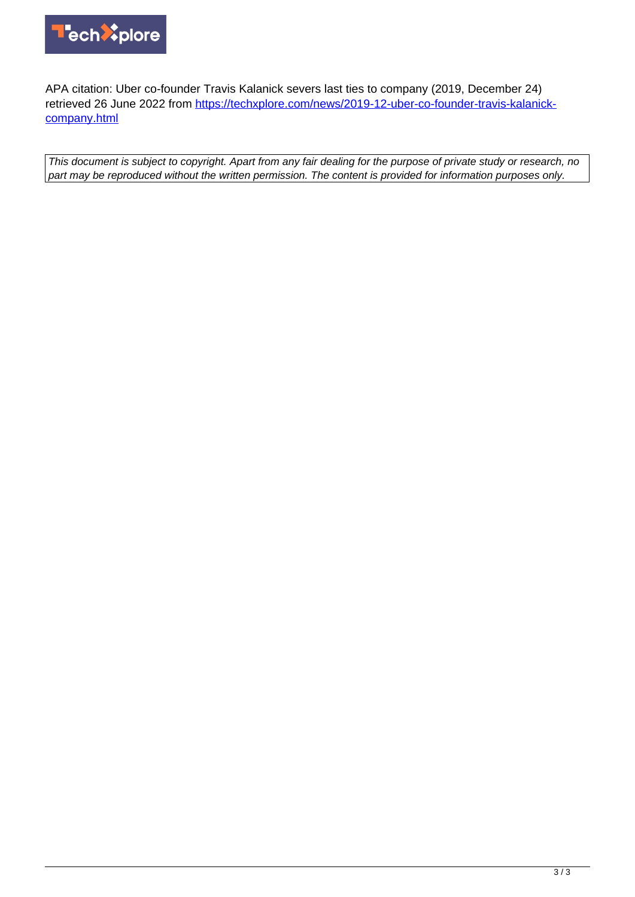APA citation: Uber co-founder Travis Kalanick severs last ties to company (2019, December 24) retrieved 26 June 2022 from https://techxplore.com/news/2019-12-uber-co-founder-travis-kalanick-company.html

*This document is subject to copyright. Apart from any fair dealing for the purpose of private study or research, no part may be reproduced without the written permission. The content is provided for information purposes only.*